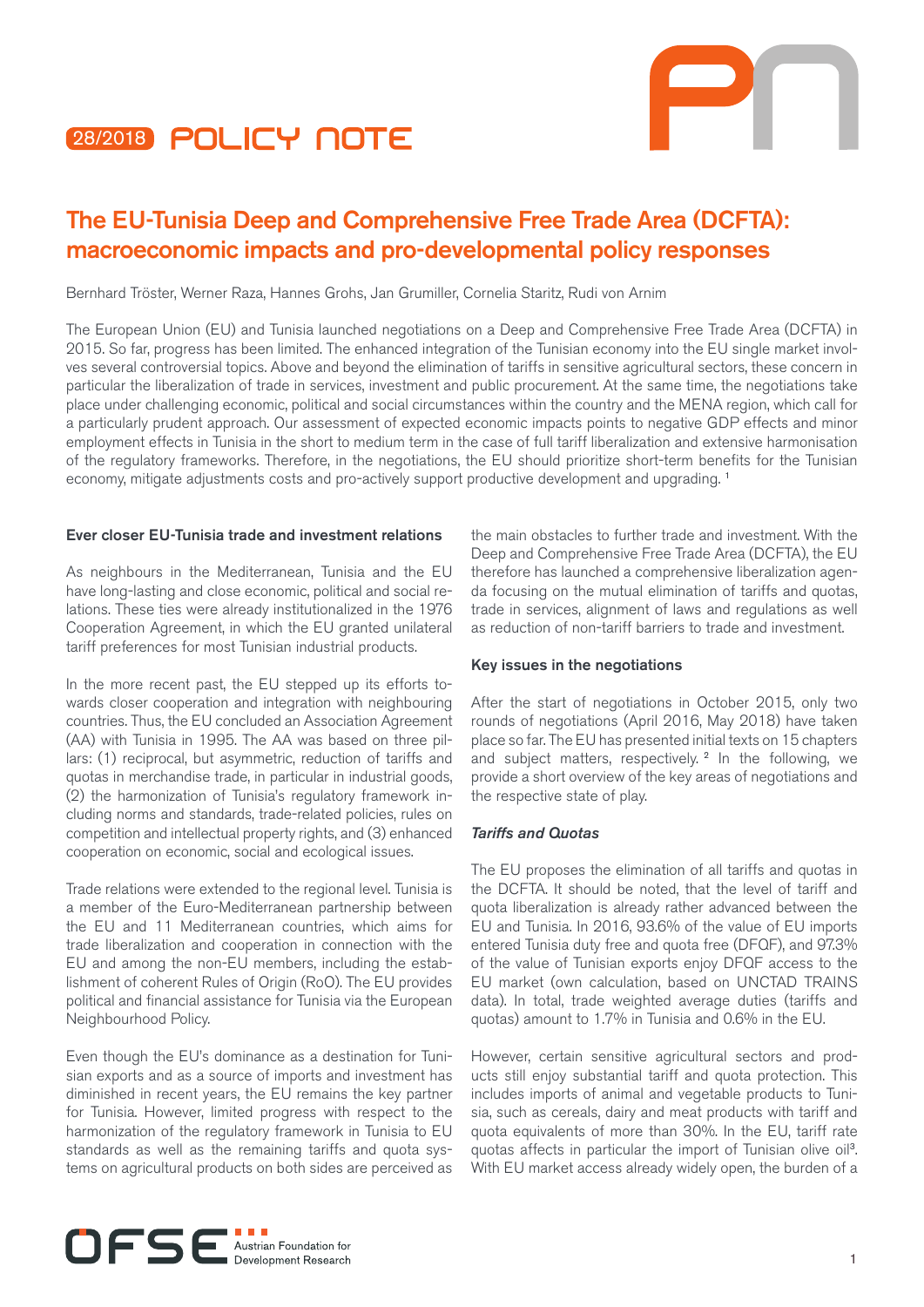28/2018 POLICY NOTE

# The EU-Tunisia Deep and Comprehensive Free Trade Area (DCFTA): macroeconomic impacts and pro-developmental policy responses

Bernhard Tröster, Werner Raza, Hannes Grohs, Jan Grumiller, Cornelia Staritz, Rudi von Arnim

The European Union (EU) and Tunisia launched negotiations on a Deep and Comprehensive Free Trade Area (DCFTA) in 2015. So far, progress has been limited. The enhanced integration of the Tunisian economy into the EU single market involves several controversial topics. Above and beyond the elimination of tariffs in sensitive agricultural sectors, these concern in particular the liberalization of trade in services, investment and public procurement. At the same time, the negotiations take place under challenging economic, political and social circumstances within the country and the MENA region, which call for a particularly prudent approach. Our assessment of expected economic impacts points to negative GDP effects and minor employment effects in Tunisia in the short to medium term in the case of full tariff liberalization and extensive harmonisation of the regulatory frameworks. Therefore, in the negotiations, the EU should prioritize short-term benefits for the Tunisian economy, mitigate adjustments costs and pro-actively support productive development and upgrading. [1]

**Ever closer EU-Tunisia trade and investment relations**

As neighbours in the Mediterranean, Tunisia and the EU have long-lasting and close economic, political and social relations. These ties were already institutionalized in the 1976 Cooperation Agreement, in which the EU granted unilateral tariff preferences for most Tunisian industrial products.

In the more recent past, the EU stepped up its efforts towards closer cooperation and integration with neighbouring countries. Thus, the EU concluded an Association Agreement (AA) with Tunisia in 1995. The AA was based on three pillars: (1) reciprocal, but asymmetric, reduction of tariffs and quotas in merchandise trade, in particular in industrial goods, (2) the harmonization of Tunisia's regulatory framework including norms and standards, trade-related policies, rules on competition and intellectual property rights, and (3) enhanced cooperation on economic, social and ecological issues.

Trade relations were extended to the regional level. Tunisia is a member of the Euro-Mediterranean partnership between the EU and 11 Mediterranean countries, which aims for trade liberalization and cooperation in connection with the EU and among the non-EU members, including the establishment of coherent Rules of Origin (RoO). The EU provides political and financial assistance for Tunisia via the European Neighbourhood Policy.

Even though the EU's dominance as a destination for Tunisian exports and as a source of imports and investment has diminished in recent years, the EU remains the key partner for Tunisia. However, limited progress with respect to the harmonization of the regulatory framework in Tunisia to EU standards as well as the remaining tariffs and quota systems on agricultural products on both sides are perceived as the main obstacles to further trade and investment. With the Deep and Comprehensive Free Trade Area (DCFTA), the EU therefore has launched a comprehensive liberalization agenda focusing on the mutual elimination of tariffs and quotas, trade in services, alignment of laws and regulations as well as reduction of non-tariff barriers to trade and investment.

**Key issues in the negotiations**

After the start of negotiations in October 2015, only two rounds of negotiations (April 2016, May 2018) have taken place so far. The EU has presented initial texts on 15 chapters and subject matters, respectively. [2] In the following, we provide a short overview of the key areas of negotiations and the respective state of play.

***Tariffs and Quotas***

The EU proposes the elimination of all tariffs and quotas in the DCFTA. It should be noted, that the level of tariff and quota liberalization is already rather advanced between the EU and Tunisia. In 2016, 93.6% of the value of EU imports entered Tunisia duty free and quota free (DFQF), and 97.3% of the value of Tunisian exports enjoy DFQF access to the EU market (own calculation, based on UNCTAD TRAINS data). In total, trade weighted average duties (tariffs and quotas) amount to 1.7% in Tunisia and 0.6% in the EU.

However, certain sensitive agricultural sectors and products still enjoy substantial tariff and quota protection. This includes imports of animal and vegetable products to Tunisia, such as cereals, dairy and meat products with tariff and quota equivalents of more than 30%. In the EU, tariff rate quotas affects in particular the import of Tunisian olive oil[3]. With EU market access already widely open, the burden of a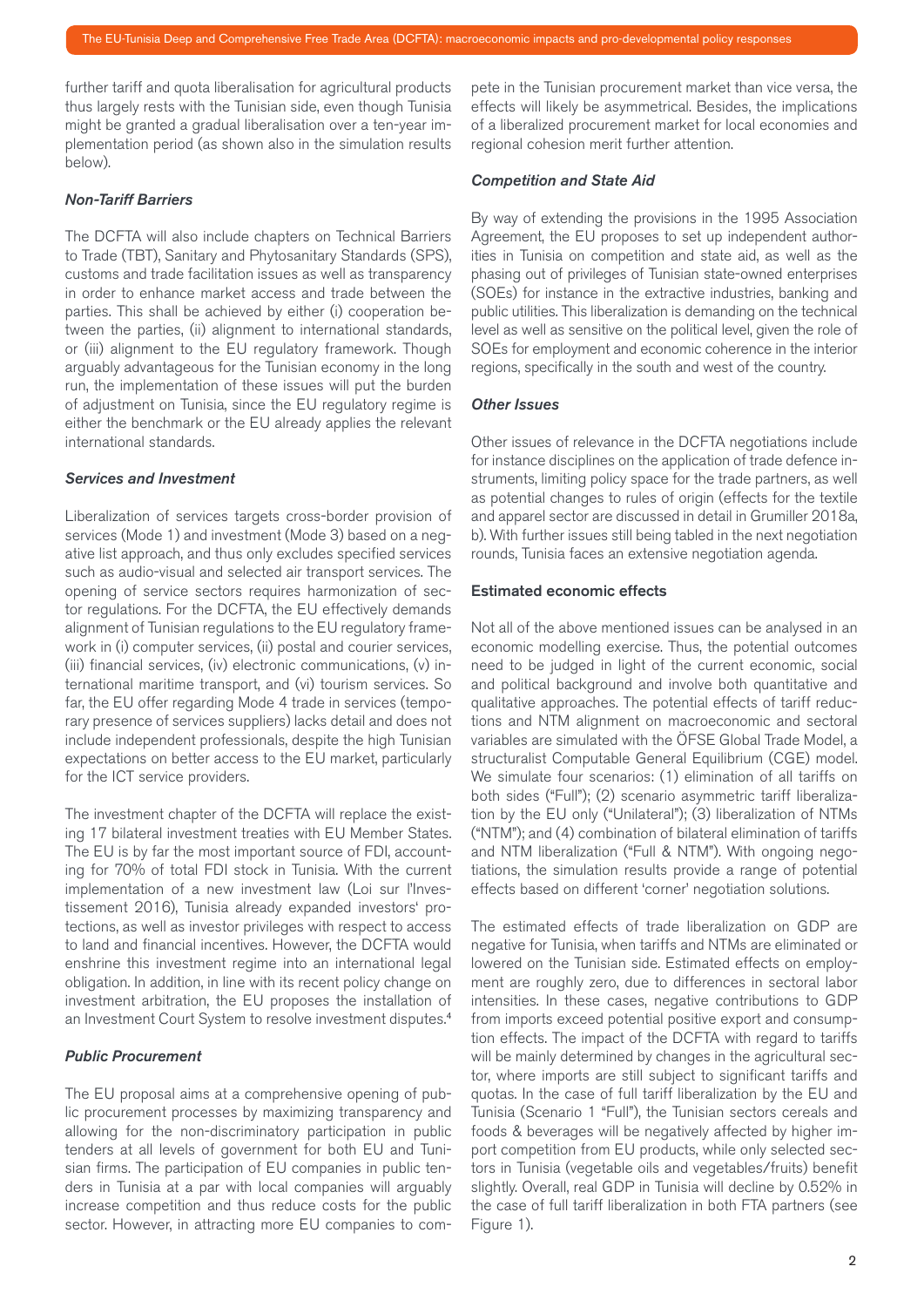further tariff and quota liberalisation for agricultural products thus largely rests with the Tunisian side, even though Tunisia might be granted a gradual liberalisation over a ten-year implementation period (as shown also in the simulation results below).

### *Non-Tariff Barriers*

The DCFTA will also include chapters on Technical Barriers to Trade (TBT), Sanitary and Phytosanitary Standards (SPS), customs and trade facilitation issues as well as transparency in order to enhance market access and trade between the parties. This shall be achieved by either (i) cooperation between the parties, (ii) alignment to international standards, or (iii) alignment to the EU regulatory framework. Though arguably advantageous for the Tunisian economy in the long run, the implementation of these issues will put the burden of adjustment on Tunisia, since the EU regulatory regime is either the benchmark or the EU already applies the relevant international standards.

### *Services and Investment*

Liberalization of services targets cross-border provision of services (Mode 1) and investment (Mode 3) based on a negative list approach, and thus only excludes specified services such as audio-visual and selected air transport services. The opening of service sectors requires harmonization of sector regulations. For the DCFTA, the EU effectively demands alignment of Tunisian regulations to the EU regulatory framework in (i) computer services, (ii) postal and courier services, (iii) financial services, (iv) electronic communications, (v) international maritime transport, and (vi) tourism services. So far, the EU offer regarding Mode 4 trade in services (temporary presence of services suppliers) lacks detail and does not include independent professionals, despite the high Tunisian expectations on better access to the EU market, particularly for the ICT service providers.

The investment chapter of the DCFTA will replace the existing 17 bilateral investment treaties with EU Member States. The EU is by far the most important source of FDI, accounting for 70% of total FDI stock in Tunisia. With the current implementation of a new investment law (Loi sur l'Investissement 2016), Tunisia already expanded investors' protections, as well as investor privileges with respect to access to land and financial incentives. However, the DCFTA would enshrine this investment regime into an international legal obligation. In addition, in line with its recent policy change on investment arbitration, the EU proposes the installation of an Investment Court System to resolve investment disputes.[4]

### *Public Procurement*

The EU proposal aims at a comprehensive opening of public procurement processes by maximizing transparency and allowing for the non-discriminatory participation in public tenders at all levels of government for both EU and Tunisian firms. The participation of EU companies in public tenders in Tunisia at a par with local companies will arguably increase competition and thus reduce costs for the public sector. However, in attracting more EU companies to compete in the Tunisian procurement market than vice versa, the effects will likely be asymmetrical. Besides, the implications of a liberalized procurement market for local economies and regional cohesion merit further attention.

### *Competition and State Aid*

By way of extending the provisions in the 1995 Association Agreement, the EU proposes to set up independent authorities in Tunisia on competition and state aid, as well as the phasing out of privileges of Tunisian state-owned enterprises (SOEs) for instance in the extractive industries, banking and public utilities. This liberalization is demanding on the technical level as well as sensitive on the political level, given the role of SOEs for employment and economic coherence in the interior regions, specifically in the south and west of the country.

### *Other Issues*

Other issues of relevance in the DCFTA negotiations include for instance disciplines on the application of trade defence instruments, limiting policy space for the trade partners, as well as potential changes to rules of origin (effects for the textile and apparel sector are discussed in detail in Grumiller 2018a, b). With further issues still being tabled in the next negotiation rounds, Tunisia faces an extensive negotiation agenda.

## Estimated economic effects

Not all of the above mentioned issues can be analysed in an economic modelling exercise. Thus, the potential outcomes need to be judged in light of the current economic, social and political background and involve both quantitative and qualitative approaches. The potential effects of tariff reductions and NTM alignment on macroeconomic and sectoral variables are simulated with the ÖFSE Global Trade Model, a structuralist Computable General Equilibrium (CGE) model. We simulate four scenarios: (1) elimination of all tariffs on both sides ("Full"); (2) scenario asymmetric tariff liberalization by the EU only ("Unilateral"); (3) liberalization of NTMs ("NTM"); and (4) combination of bilateral elimination of tariffs and NTM liberalization ("Full & NTM"). With ongoing negotiations, the simulation results provide a range of potential effects based on different 'corner' negotiation solutions.

The estimated effects of trade liberalization on GDP are negative for Tunisia, when tariffs and NTMs are eliminated or lowered on the Tunisian side. Estimated effects on employment are roughly zero, due to differences in sectoral labor intensities. In these cases, negative contributions to GDP from imports exceed potential positive export and consumption effects. The impact of the DCFTA with regard to tariffs will be mainly determined by changes in the agricultural sector, where imports are still subject to significant tariffs and quotas. In the case of full tariff liberalization by the EU and Tunisia (Scenario 1 "Full"), the Tunisian sectors cereals and foods & beverages will be negatively affected by higher import competition from EU products, while only selected sectors in Tunisia (vegetable oils and vegetables/fruits) benefit slightly. Overall, real GDP in Tunisia will decline by 0.52% in the case of full tariff liberalization in both FTA partners (see Figure 1).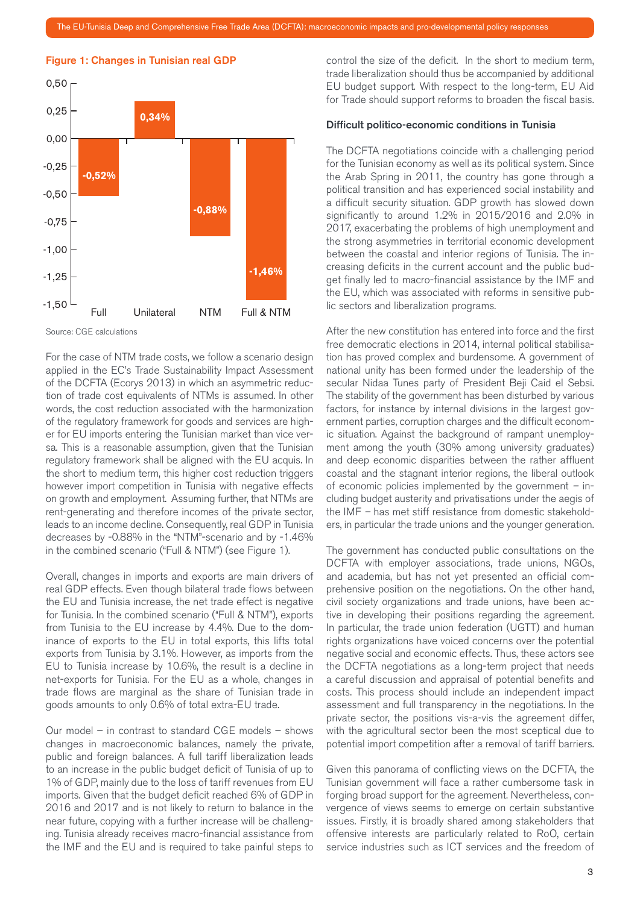**Figure 1: Changes in Tunisian real GDP**

| Scenario | Change in real GDP |
|---|---|
| Full | -0,52% |
| Unilateral | 0,34% |
| NTM | -0,88% |
| Full & NTM | -1,46% |

Source: CGE calculations

For the case of NTM trade costs, we follow a scenario design applied in the EC's Trade Sustainability Impact Assessment of the DCFTA (Ecorys 2013) in which an asymmetric reduction of trade cost equivalents of NTMs is assumed. In other words, the cost reduction associated with the harmonization of the regulatory framework for goods and services are higher for EU imports entering the Tunisian market than vice versa. This is a reasonable assumption, given that the Tunisian regulatory framework shall be aligned with the EU acquis. In the short to medium term, this higher cost reduction triggers however import competition in Tunisia with negative effects on growth and employment. Assuming further, that NTMs are rent-generating and therefore incomes of the private sector, leads to an income decline. Consequently, real GDP in Tunisia decreases by -0.88% in the "NTM"-scenario and by -1.46% in the combined scenario ("Full & NTM") (see Figure 1).

Overall, changes in imports and exports are main drivers of real GDP effects. Even though bilateral trade flows between the EU and Tunisia increase, the net trade effect is negative for Tunisia. In the combined scenario ("Full & NTM"), exports from Tunisia to the EU increase by 4.4%. Due to the dominance of exports to the EU in total exports, this lifts total exports from Tunisia by 3.1%. However, as imports from the EU to Tunisia increase by 10.6%, the result is a decline in net-exports for Tunisia. For the EU as a whole, changes in trade flows are marginal as the share of Tunisian trade in goods amounts to only 0.6% of total extra-EU trade.

Our model – in contrast to standard CGE models – shows changes in macroeconomic balances, namely the private, public and foreign balances. A full tariff liberalization leads to an increase in the public budget deficit of Tunisia of up to 1% of GDP, mainly due to the loss of tariff revenues from EU imports. Given that the budget deficit reached 6% of GDP in 2016 and 2017 and is not likely to return to balance in the near future, copying with a further increase will be challenging. Tunisia already receives macro-financial assistance from the IMF and the EU and is required to take painful steps to control the size of the deficit. In the short to medium term, trade liberalization should thus be accompanied by additional EU budget support. With respect to the long-term, EU Aid for Trade should support reforms to broaden the fiscal basis.

### Difficult politico-economic conditions in Tunisia

The DCFTA negotiations coincide with a challenging period for the Tunisian economy as well as its political system. Since the Arab Spring in 2011, the country has gone through a political transition and has experienced social instability and a difficult security situation. GDP growth has slowed down significantly to around 1.2% in 2015/2016 and 2.0% in 2017, exacerbating the problems of high unemployment and the strong asymmetries in territorial economic development between the coastal and interior regions of Tunisia. The increasing deficits in the current account and the public budget finally led to macro-financial assistance by the IMF and the EU, which was associated with reforms in sensitive public sectors and liberalization programs.

After the new constitution has entered into force and the first free democratic elections in 2014, internal political stabilisation has proved complex and burdensome. A government of national unity has been formed under the leadership of the secular Nidaa Tunes party of President Beji Caid el Sebsi. The stability of the government has been disturbed by various factors, for instance by internal divisions in the largest government parties, corruption charges and the difficult economic situation. Against the background of rampant unemployment among the youth (30% among university graduates) and deep economic disparities between the rather affluent coastal and the stagnant interior regions, the liberal outlook of economic policies implemented by the government – including budget austerity and privatisations under the aegis of the IMF – has met stiff resistance from domestic stakeholders, in particular the trade unions and the younger generation.

The government has conducted public consultations on the DCFTA with employer associations, trade unions, NGOs, and academia, but has not yet presented an official comprehensive position on the negotiations. On the other hand, civil society organizations and trade unions, have been active in developing their positions regarding the agreement. In particular, the trade union federation (UGTT) and human rights organizations have voiced concerns over the potential negative social and economic effects. Thus, these actors see the DCFTA negotiations as a long-term project that needs a careful discussion and appraisal of potential benefits and costs. This process should include an independent impact assessment and full transparency in the negotiations. In the private sector, the positions vis-a-vis the agreement differ, with the agricultural sector been the most sceptical due to potential import competition after a removal of tariff barriers.

Given this panorama of conflicting views on the DCFTA, the Tunisian government will face a rather cumbersome task in forging broad support for the agreement. Nevertheless, convergence of views seems to emerge on certain substantive issues. Firstly, it is broadly shared among stakeholders that offensive interests are particularly related to RoO, certain service industries such as ICT services and the freedom of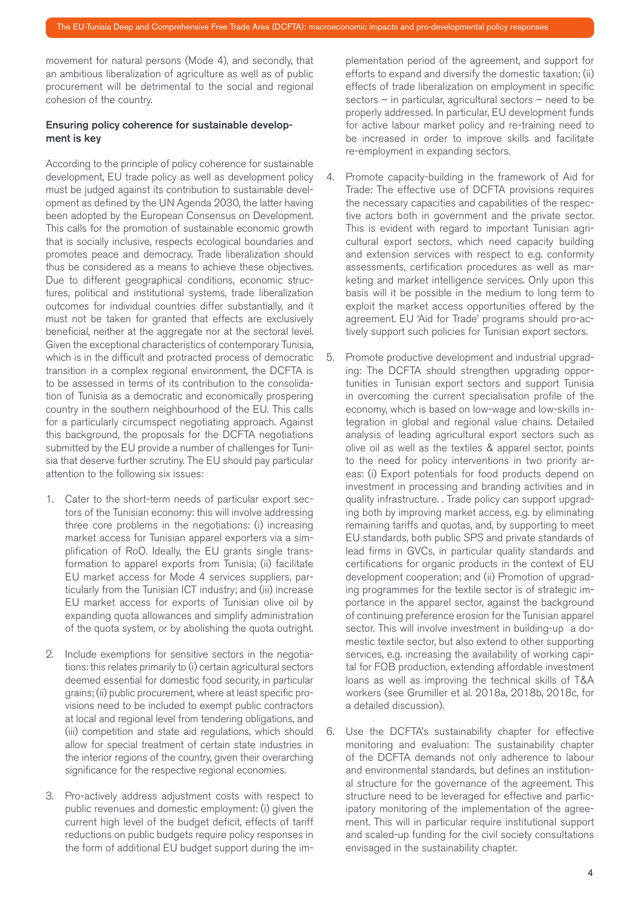movement for natural persons (Mode 4), and secondly, that an ambitious liberalization of agriculture as well as of public procurement will be detrimental to the social and regional cohesion of the country.

**Ensuring policy coherence for sustainable development is key**

According to the principle of policy coherence for sustainable development, EU trade policy as well as development policy must be judged against its contribution to sustainable development as defined by the UN Agenda 2030, the latter having been adopted by the European Consensus on Development. This calls for the promotion of sustainable economic growth that is socially inclusive, respects ecological boundaries and promotes peace and democracy. Trade liberalization should thus be considered as a means to achieve these objectives. Due to different geographical conditions, economic structures, political and institutional systems, trade liberalization outcomes for individual countries differ substantially, and it must not be taken for granted that effects are exclusively beneficial, neither at the aggregate nor at the sectoral level. Given the exceptional characteristics of contemporary Tunisia, which is in the difficult and protracted process of democratic transition in a complex regional environment, the DCFTA is to be assessed in terms of its contribution to the consolidation of Tunisia as a democratic and economically prospering country in the southern neighbourhood of the EU. This calls for a particularly circumspect negotiating approach. Against this background, the proposals for the DCFTA negotiations submitted by the EU provide a number of challenges for Tunisia that deserve further scrutiny. The EU should pay particular attention to the following six issues:

1. Cater to the short-term needs of particular export sectors of the Tunisian economy: this will involve addressing three core problems in the negotiations: (i) increasing market access for Tunisian apparel exporters via a simplification of RoO. Ideally, the EU grants single transformation to apparel exports from Tunisia; (ii) facilitate EU market access for Mode 4 services suppliers, particularly from the Tunisian ICT industry; and (iii) increase EU market access for exports of Tunisian olive oil by expanding quota allowances and simplify administration of the quota system, or by abolishing the quota outright.

2. Include exemptions for sensitive sectors in the negotiations: this relates primarily to (i) certain agricultural sectors deemed essential for domestic food security, in particular grains; (ii) public procurement, where at least specific provisions need to be included to exempt public contractors at local and regional level from tendering obligations, and (iii) competition and state aid regulations, which should allow for special treatment of certain state industries in the interior regions of the country, given their overarching significance for the respective regional economies.

3. Pro-actively address adjustment costs with respect to public revenues and domestic employment: (i) given the current high level of the budget deficit, effects of tariff reductions on public budgets require policy responses in the form of additional EU budget support during the implementation period of the agreement, and support for efforts to expand and diversify the domestic taxation; (ii) effects of trade liberalization on employment in specific sectors – in particular, agricultural sectors – need to be properly addressed. In particular, EU development funds for active labour market policy and re-training need to be increased in order to improve skills and facilitate re-employment in expanding sectors.

4. Promote capacity-building in the framework of Aid for Trade: The effective use of DCFTA provisions requires the necessary capacities and capabilities of the respective actors both in government and the private sector. This is evident with regard to important Tunisian agricultural export sectors, which need capacity building and extension services with respect to e.g. conformity assessments, certification procedures as well as marketing and market intelligence services. Only upon this basis will it be possible in the medium to long term to exploit the market access opportunities offered by the agreement. EU 'Aid for Trade' programs should pro-actively support such policies for Tunisian export sectors.

5. Promote productive development and industrial upgrading: The DCFTA should strengthen upgrading opportunities in Tunisian export sectors and support Tunisia in overcoming the current specialisation profile of the economy, which is based on low-wage and low-skills integration in global and regional value chains. Detailed analysis of leading agricultural export sectors such as olive oil as well as the textiles & apparel sector, points to the need for policy interventions in two priority areas: (i) Export potentials for food products depend on investment in processing and branding activities and in quality infrastructure. . Trade policy can support upgrading both by improving market access, e.g. by eliminating remaining tariffs and quotas, and, by supporting to meet EU standards, both public SPS and private standards of lead firms in GVCs, in particular quality standards and certifications for organic products in the context of EU development cooperation; and (ii) Promotion of upgrading programmes for the textile sector is of strategic importance in the apparel sector, against the background of continuing preference erosion for the Tunisian apparel sector. This will involve investment in building-up a domestic textile sector, but also extend to other supporting services, e.g. increasing the availability of working capital for FOB production, extending affordable investment loans as well as improving the technical skills of T&A workers (see Grumiller et al. 2018a, 2018b, 2018c, for a detailed discussion).

6. Use the DCFTA's sustainability chapter for effective monitoring and evaluation: The sustainability chapter of the DCFTA demands not only adherence to labour and environmental standards, but defines an institutional structure for the governance of the agreement. This structure need to be leveraged for effective and participatory monitoring of the implementation of the agreement. This will in particular require institutional support and scaled-up funding for the civil society consultations envisaged in the sustainability chapter.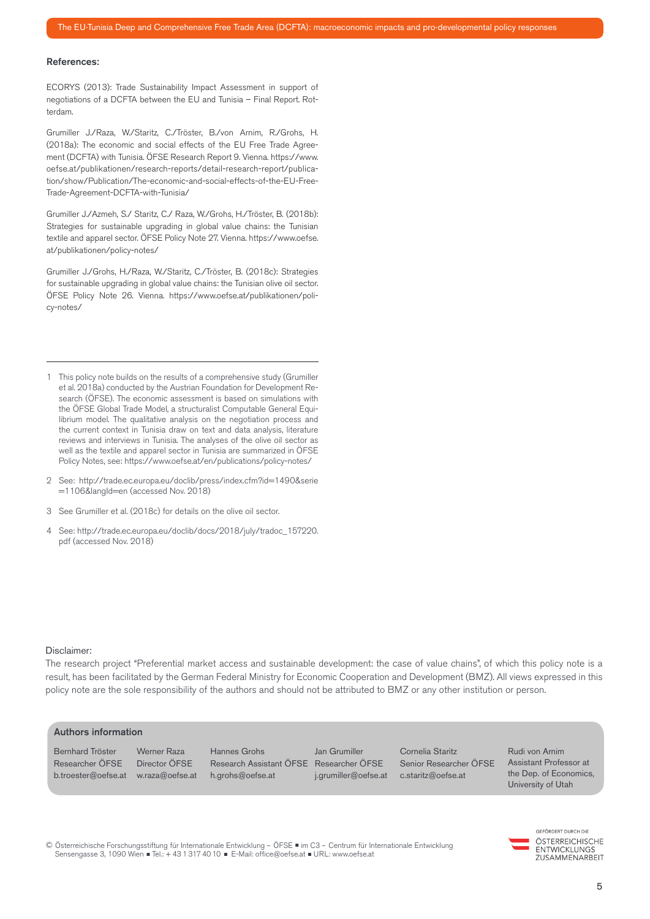**References:**

ECORYS (2013): Trade Sustainability Impact Assessment in support of negotiations of a DCFTA between the EU and Tunisia – Final Report. Rotterdam.

Grumiller J./Raza, W./Staritz, C./Tröster, B./von Arnim, R./Grohs, H. (2018a): The economic and social effects of the EU Free Trade Agreement (DCFTA) with Tunisia. ÖFSE Research Report 9. Vienna. https://www.oefse.at/publikationen/research-reports/detail-research-report/publication/show/Publication/The-economic-and-social-effects-of-the-EU-Free-Trade-Agreement-DCFTA-with-Tunisia/

Grumiller J./Azmeh, S./ Staritz, C./ Raza, W./Grohs, H./Tröster, B. (2018b): Strategies for sustainable upgrading in global value chains: the Tunisian textile and apparel sector. ÖFSE Policy Note 27. Vienna. https://www.oefse.at/publikationen/policy-notes/

Grumiller J./Grohs, H./Raza, W./Staritz, C./Tröster, B. (2018c): Strategies for sustainable upgrading in global value chains: the Tunisian olive oil sector. ÖFSE Policy Note 26. Vienna. https://www.oefse.at/publikationen/policy-notes/

---

1 This policy note builds on the results of a comprehensive study (Grumiller et al. 2018a) conducted by the Austrian Foundation for Development Research (ÖFSE). The economic assessment is based on simulations with the ÖFSE Global Trade Model, a structuralist Computable General Equilibrium model. The qualitative analysis on the negotiation process and the current context in Tunisia draw on text and data analysis, literature reviews and interviews in Tunisia. The analyses of the olive oil sector as well as the textile and apparel sector in Tunisia are summarized in ÖFSE Policy Notes, see: https://www.oefse.at/en/publications/policy-notes/

2 See: http://trade.ec.europa.eu/doclib/press/index.cfm?id=1490&serie=1106&langId=en (accessed Nov. 2018)

3 See Grumiller et al. (2018c) for details on the olive oil sector.

4 See: http://trade.ec.europa.eu/doclib/docs/2018/july/tradoc_157220.pdf (accessed Nov. 2018)

Disclaimer:
The research project "Preferential market access and sustainable development: the case of value chains", of which this policy note is a result, has been facilitated by the German Federal Ministry for Economic Cooperation and Development (BMZ). All views expressed in this policy note are the sole responsibility of the authors and should not be attributed to BMZ or any other institution or person.

**Authors information**

Bernhard Tröster
Researcher ÖFSE
b.troester@oefse.at

Werner Raza
Director ÖFSE
w.raza@oefse.at

Hannes Grohs
Research Assistant ÖFSE
h.grohs@oefse.at

Jan Grumiller
Researcher ÖFSE
j.grumiller@oefse.at

Cornelia Staritz
Senior Researcher ÖFSE
c.staritz@oefse.at

Rudi von Arnim
Assistant Professor at the Dep. of Economics, University of Utah

© Österreichische Forschungsstiftung für Internationale Entwicklung – ÖFSE ■ im C3 – Centrum für Internationale Entwicklung
Sensengasse 3, 1090 Wien ■ Tel.: + 43 1 317 40 10 ■ E-Mail: office@oefse.at ■ URL: www.oefse.at

GEFÖRDERT DURCH DIE ÖSTERREICHISCHE ENTWICKLUNGS ZUSAMMENARBEIT